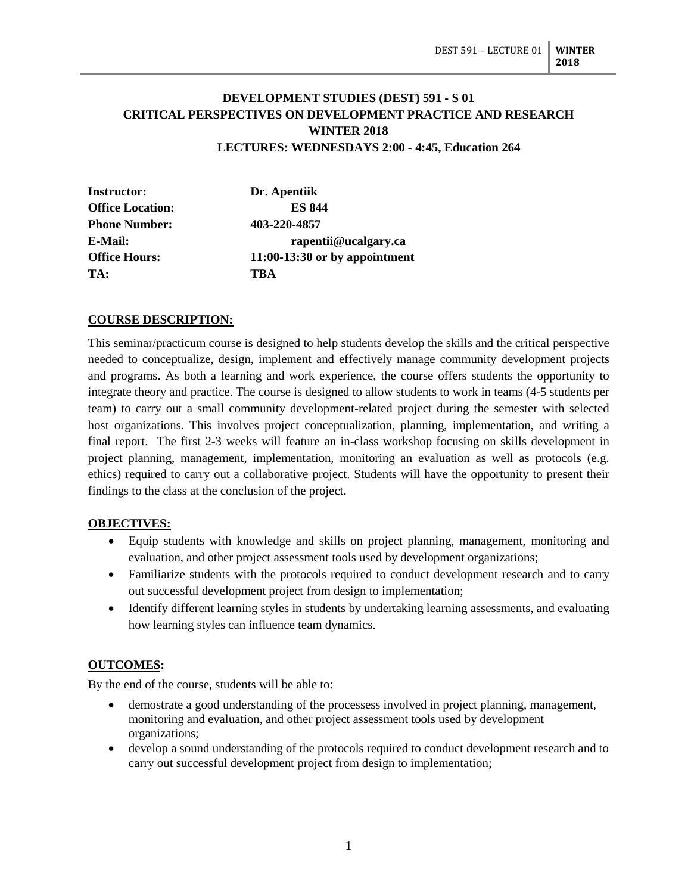# DEVELOPMENT STUDIES (DEST) 591 - S 01
# CRITICAL PERSPECTIVES ON DEVELOPMENT PRACTICE AND RESEARCH
# WINTER 2018
## LECTURES: WEDNESDAYS 2:00 - 4:45, Education 264

| | |
|---|---|
| **Instructor:** | **Dr. Apentiik** |
| **Office Location:** | **ES 844** |
| **Phone Number:** | **403-220-4857** |
| **E-Mail:** | **rapentii@ucalgary.ca** |
| **Office Hours:** | **11:00-13:30 or by appointment** |
| **TA:** | **TBA** |

## COURSE DESCRIPTION:

This seminar/practicum course is designed to help students develop the skills and the critical perspective needed to conceptualize, design, implement and effectively manage community development projects and programs. As both a learning and work experience, the course offers students the opportunity to integrate theory and practice. The course is designed to allow students to work in teams (4-5 students per team) to carry out a small community development-related project during the semester with selected host organizations. This involves project conceptualization, planning, implementation, and writing a final report. The first 2-3 weeks will feature an in-class workshop focusing on skills development in project planning, management, implementation, monitoring an evaluation as well as protocols (e.g. ethics) required to carry out a collaborative project. Students will have the opportunity to present their findings to the class at the conclusion of the project.

## OBJECTIVES:

- Equip students with knowledge and skills on project planning, management, monitoring and evaluation, and other project assessment tools used by development organizations;
- Familiarize students with the protocols required to conduct development research and to carry out successful development project from design to implementation;
- Identify different learning styles in students by undertaking learning assessments, and evaluating how learning styles can influence team dynamics.

## OUTCOMES:

By the end of the course, students will be able to:

- demostrate a good understanding of the processess involved in project planning, management, monitoring and evaluation, and other project assessment tools used by development organizations;
- develop a sound understanding of the protocols required to conduct development research and to carry out successful development project from design to implementation;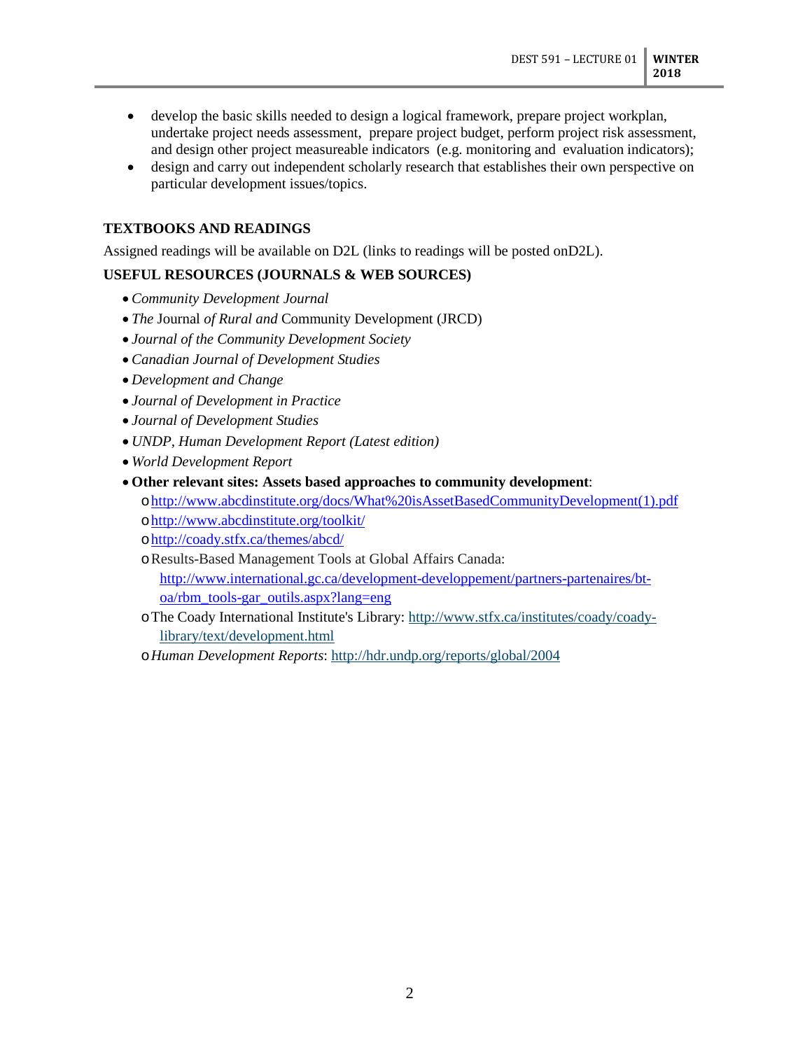- develop the basic skills needed to design a logical framework, prepare project workplan, undertake project needs assessment, prepare project budget, perform project risk assessment, and design other project measureable indicators (e.g. monitoring and evaluation indicators);
- design and carry out independent scholarly research that establishes their own perspective on particular development issues/topics.

### TEXTBOOKS AND READINGS

Assigned readings will be available on D2L (links to readings will be posted onD2L).

### USEFUL RESOURCES (JOURNALS & WEB SOURCES)

- *Community Development Journal*
- *The* Journal *of Rural and* Community Development (JRCD)
- *Journal of the Community Development Society*
- *Canadian Journal of Development Studies*
- *Development and Change*
- *Journal of Development in Practice*
- *Journal of Development Studies*
- *UNDP, Human Development Report (Latest edition)*
- *World Development Report*
- **Other relevant sites: Assets based approaches to community development**:
  - http://www.abcdinstitute.org/docs/What%20isAssetBasedCommunityDevelopment(1).pdf
  - http://www.abcdinstitute.org/toolkit/
  - http://coady.stfx.ca/themes/abcd/
  - Results-Based Management Tools at Global Affairs Canada: http://www.international.gc.ca/development-developpement/partners-partenaires/bt-oa/rbm_tools-gar_outils.aspx?lang=eng
  - The Coady International Institute's Library: http://www.stfx.ca/institutes/coady/coady-library/text/development.html
  - *Human Development Reports*: http://hdr.undp.org/reports/global/2004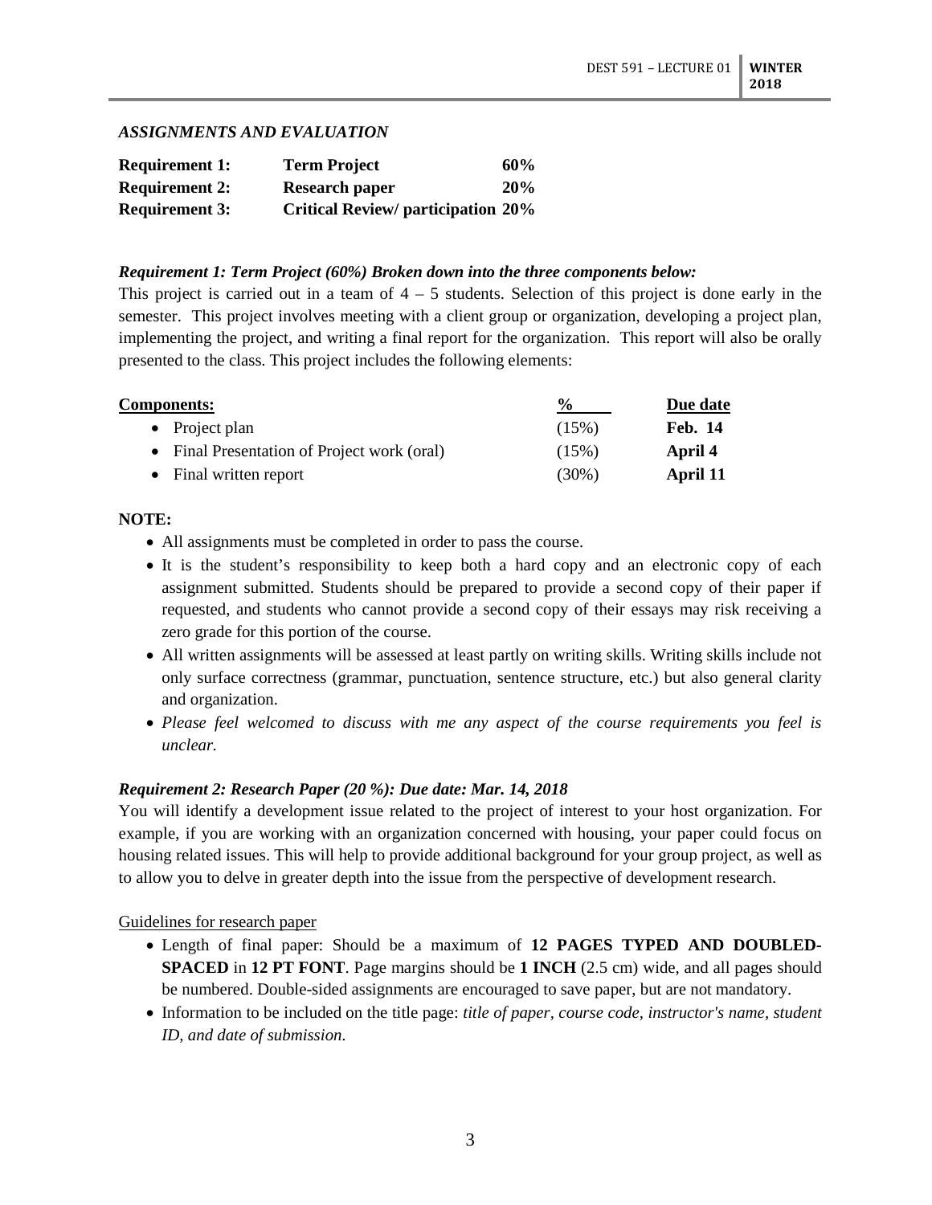## *ASSIGNMENTS AND EVALUATION*

| | | |
|---|---|---|
| **Requirement 1:** | **Term Project** | **60%** |
| **Requirement 2:** | **Research paper** | **20%** |
| **Requirement 3:** | **Critical Review/ participation** | **20%** |

### ***Requirement 1: Term Project (60%) Broken down into the three components below:***

This project is carried out in a team of 4 – 5 students. Selection of this project is done early in the semester. This project involves meeting with a client group or organization, developing a project plan, implementing the project, and writing a final report for the organization. This report will also be orally presented to the class. This project includes the following elements:

| Components: | % | Due date |
|---|---|---|
| • Project plan | (15%) | **Feb. 14** |
| • Final Presentation of Project work (oral) | (15%) | **April 4** |
| • Final written report | (30%) | **April 11** |

**NOTE:**

- All assignments must be completed in order to pass the course.
- It is the student's responsibility to keep both a hard copy and an electronic copy of each assignment submitted. Students should be prepared to provide a second copy of their paper if requested, and students who cannot provide a second copy of their essays may risk receiving a zero grade for this portion of the course.
- All written assignments will be assessed at least partly on writing skills. Writing skills include not only surface correctness (grammar, punctuation, sentence structure, etc.) but also general clarity and organization.
- *Please feel welcomed to discuss with me any aspect of the course requirements you feel is unclear.*

### ***Requirement 2: Research Paper (20 %): Due date: Mar. 14, 2018***

You will identify a development issue related to the project of interest to your host organization. For example, if you are working with an organization concerned with housing, your paper could focus on housing related issues. This will help to provide additional background for your group project, as well as to allow you to delve in greater depth into the issue from the perspective of development research.

Guidelines for research paper

- Length of final paper: Should be a maximum of **12 PAGES TYPED AND DOUBLED-SPACED** in **12 PT FONT**. Page margins should be **1 INCH** (2.5 cm) wide, and all pages should be numbered. Double-sided assignments are encouraged to save paper, but are not mandatory.
- Information to be included on the title page: *title of paper, course code, instructor's name, student ID, and date of submission*.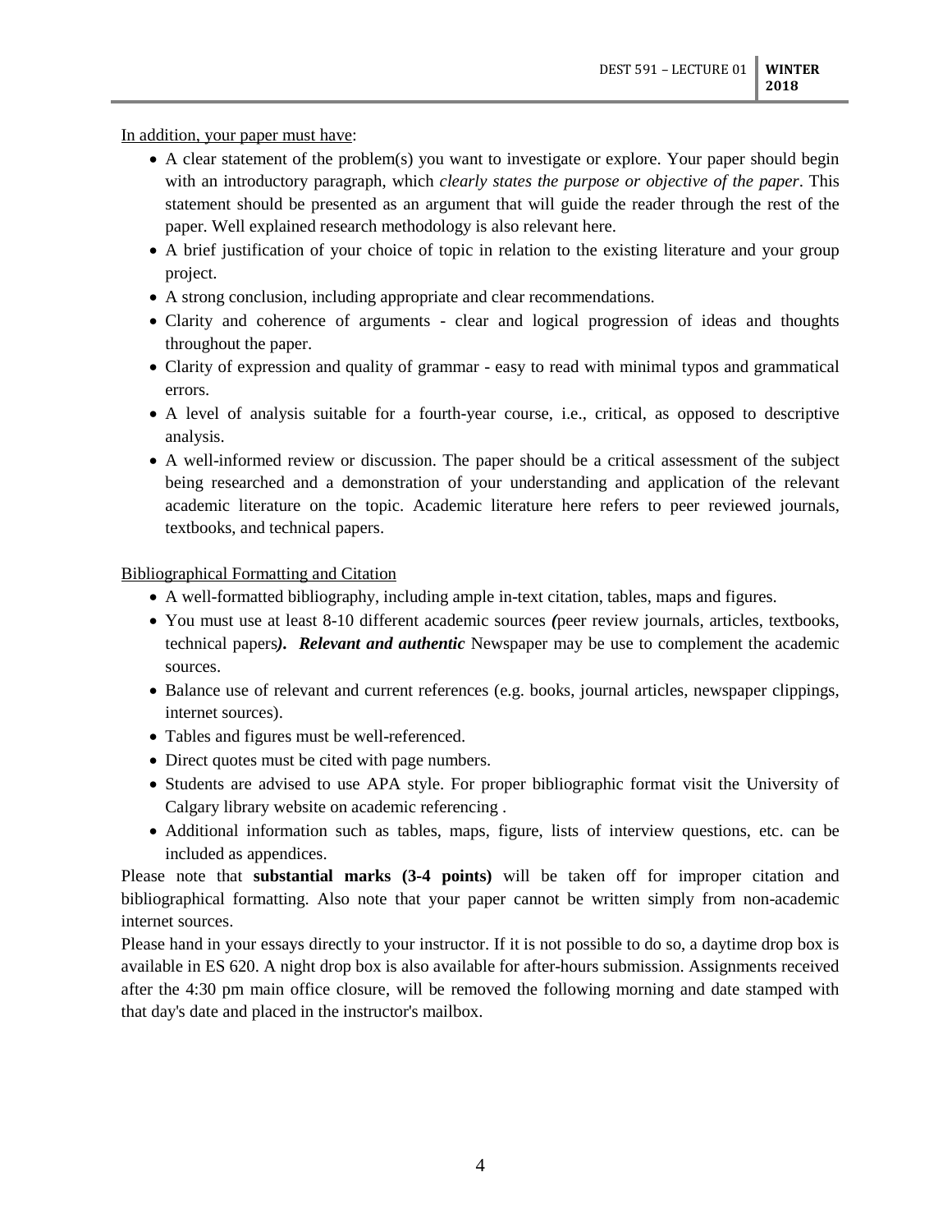In addition, your paper must have:

- A clear statement of the problem(s) you want to investigate or explore. Your paper should begin with an introductory paragraph, which *clearly states the purpose or objective of the paper*. This statement should be presented as an argument that will guide the reader through the rest of the paper. Well explained research methodology is also relevant here.
- A brief justification of your choice of topic in relation to the existing literature and your group project.
- A strong conclusion, including appropriate and clear recommendations.
- Clarity and coherence of arguments - clear and logical progression of ideas and thoughts throughout the paper.
- Clarity of expression and quality of grammar - easy to read with minimal typos and grammatical errors.
- A level of analysis suitable for a fourth-year course, i.e., critical, as opposed to descriptive analysis.
- A well-informed review or discussion. The paper should be a critical assessment of the subject being researched and a demonstration of your understanding and application of the relevant academic literature on the topic. Academic literature here refers to peer reviewed journals, textbooks, and technical papers.

Bibliographical Formatting and Citation

- A well-formatted bibliography, including ample in-text citation, tables, maps and figures.
- You must use at least 8-10 different academic sources ***(***peer review journals, articles, textbooks, technical papers***).*** ***Relevant and authentic*** Newspaper may be use to complement the academic sources.
- Balance use of relevant and current references (e.g. books, journal articles, newspaper clippings, internet sources).
- Tables and figures must be well-referenced.
- Direct quotes must be cited with page numbers.
- Students are advised to use APA style. For proper bibliographic format visit the University of Calgary library website on academic referencing .
- Additional information such as tables, maps, figure, lists of interview questions, etc. can be included as appendices.

Please note that **substantial marks (3-4 points)** will be taken off for improper citation and bibliographical formatting. Also note that your paper cannot be written simply from non-academic internet sources.

Please hand in your essays directly to your instructor. If it is not possible to do so, a daytime drop box is available in ES 620. A night drop box is also available for after-hours submission. Assignments received after the 4:30 pm main office closure, will be removed the following morning and date stamped with that day's date and placed in the instructor's mailbox.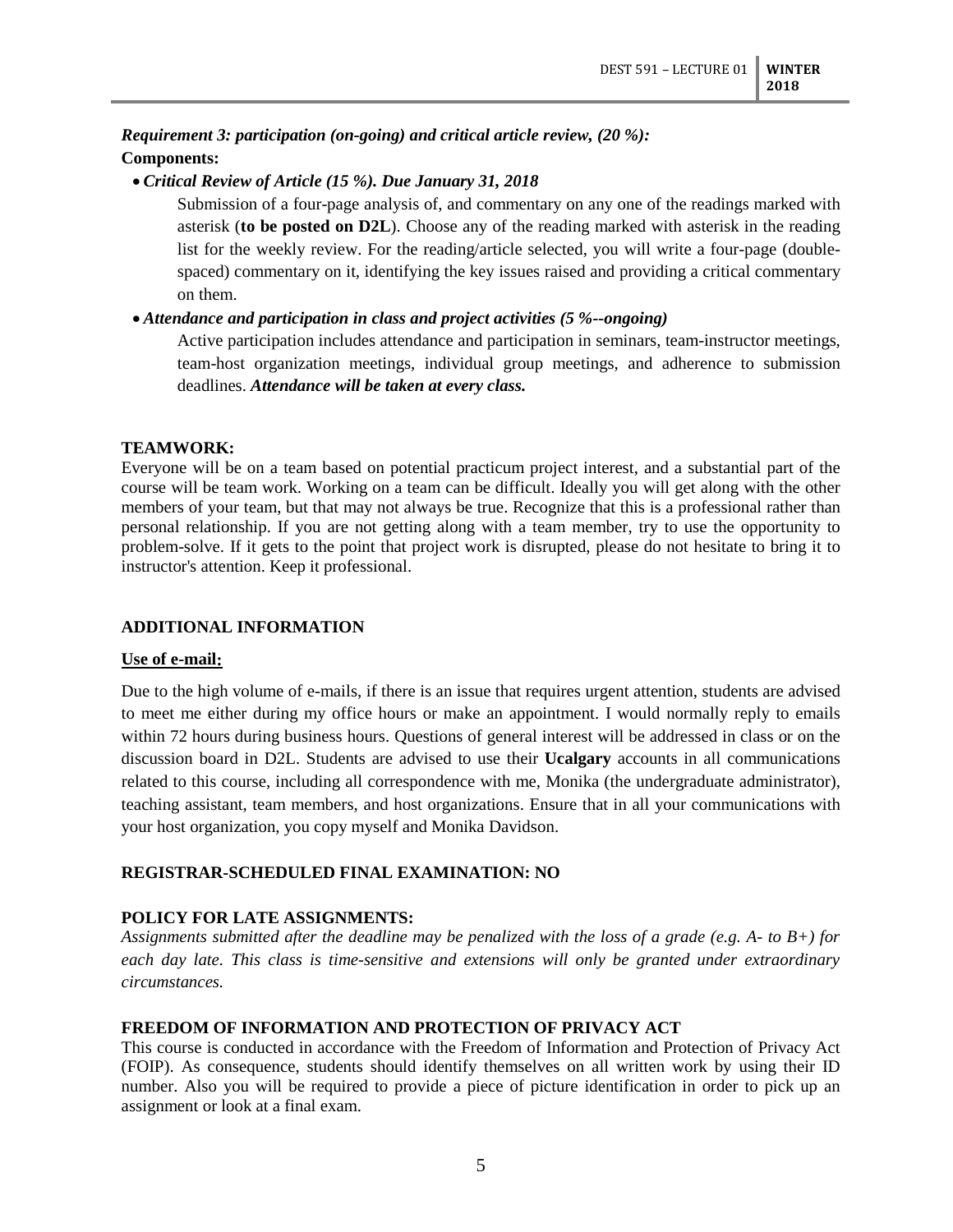***Requirement 3: participation (on-going) and critical article review, (20 %):***

**Components:**

- ***Critical Review of Article (15 %). Due January 31, 2018***

  Submission of a four-page analysis of, and commentary on any one of the readings marked with asterisk (**to be posted on D2L**). Choose any of the reading marked with asterisk in the reading list for the weekly review. For the reading/article selected, you will write a four-page (double-spaced) commentary on it, identifying the key issues raised and providing a critical commentary on them.

- ***Attendance and participation in class and project activities (5 %--ongoing)***

  Active participation includes attendance and participation in seminars, team-instructor meetings, team-host organization meetings, individual group meetings, and adherence to submission deadlines. ***Attendance will be taken at every class.***

**TEAMWORK:**

Everyone will be on a team based on potential practicum project interest, and a substantial part of the course will be team work. Working on a team can be difficult. Ideally you will get along with the other members of your team, but that may not always be true. Recognize that this is a professional rather than personal relationship. If you are not getting along with a team member, try to use the opportunity to problem-solve. If it gets to the point that project work is disrupted, please do not hesitate to bring it to instructor's attention. Keep it professional.

**ADDITIONAL INFORMATION**

**Use of e-mail:**

Due to the high volume of e-mails, if there is an issue that requires urgent attention, students are advised to meet me either during my office hours or make an appointment. I would normally reply to emails within 72 hours during business hours. Questions of general interest will be addressed in class or on the discussion board in D2L. Students are advised to use their **Ucalgary** accounts in all communications related to this course, including all correspondence with me, Monika (the undergraduate administrator), teaching assistant, team members, and host organizations. Ensure that in all your communications with your host organization, you copy myself and Monika Davidson.

**REGISTRAR-SCHEDULED FINAL EXAMINATION: NO**

**POLICY FOR LATE ASSIGNMENTS:**

*Assignments submitted after the deadline may be penalized with the loss of a grade (e.g. A- to B+) for each day late. This class is time-sensitive and extensions will only be granted under extraordinary circumstances.*

**FREEDOM OF INFORMATION AND PROTECTION OF PRIVACY ACT**

This course is conducted in accordance with the Freedom of Information and Protection of Privacy Act (FOIP). As consequence, students should identify themselves on all written work by using their ID number. Also you will be required to provide a piece of picture identification in order to pick up an assignment or look at a final exam.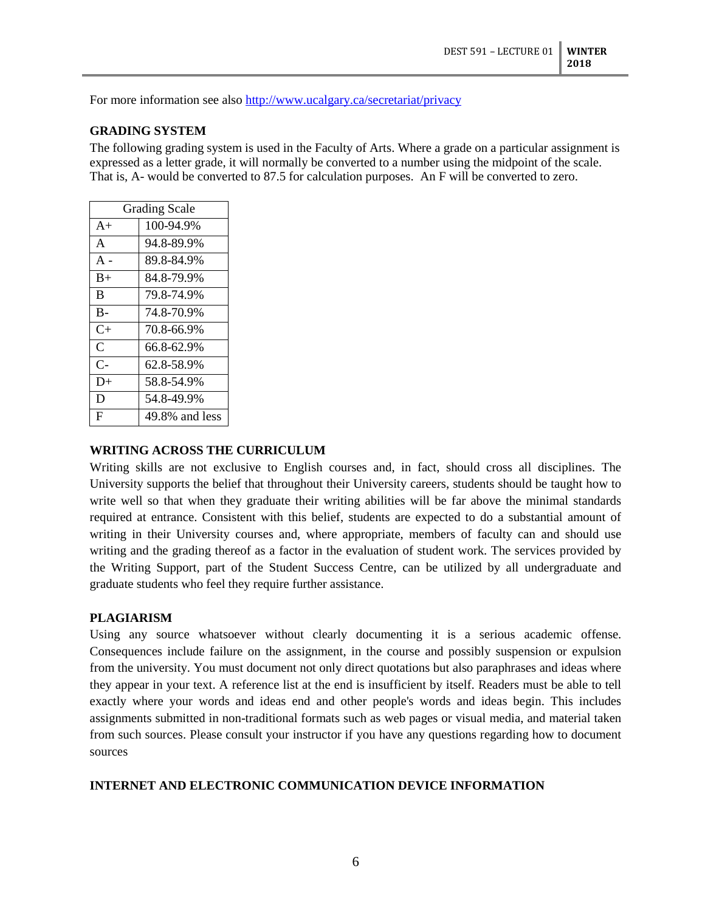For more information see also http://www.ucalgary.ca/secretariat/privacy

**GRADING SYSTEM**

The following grading system is used in the Faculty of Arts. Where a grade on a particular assignment is expressed as a letter grade, it will normally be converted to a number using the midpoint of the scale. That is, A- would be converted to 87.5 for calculation purposes. An F will be converted to zero.

| Grading Scale | |
|---|---|
| A+ | 100-94.9% |
| A | 94.8-89.9% |
| A - | 89.8-84.9% |
| B+ | 84.8-79.9% |
| B | 79.8-74.9% |
| B- | 74.8-70.9% |
| C+ | 70.8-66.9% |
| C | 66.8-62.9% |
| C- | 62.8-58.9% |
| D+ | 58.8-54.9% |
| D | 54.8-49.9% |
| F | 49.8% and less |

**WRITING ACROSS THE CURRICULUM**

Writing skills are not exclusive to English courses and, in fact, should cross all disciplines. The University supports the belief that throughout their University careers, students should be taught how to write well so that when they graduate their writing abilities will be far above the minimal standards required at entrance. Consistent with this belief, students are expected to do a substantial amount of writing in their University courses and, where appropriate, members of faculty can and should use writing and the grading thereof as a factor in the evaluation of student work. The services provided by the Writing Support, part of the Student Success Centre, can be utilized by all undergraduate and graduate students who feel they require further assistance.

**PLAGIARISM**

Using any source whatsoever without clearly documenting it is a serious academic offense. Consequences include failure on the assignment, in the course and possibly suspension or expulsion from the university. You must document not only direct quotations but also paraphrases and ideas where they appear in your text. A reference list at the end is insufficient by itself. Readers must be able to tell exactly where your words and ideas end and other people's words and ideas begin. This includes assignments submitted in non-traditional formats such as web pages or visual media, and material taken from such sources. Please consult your instructor if you have any questions regarding how to document sources

**INTERNET AND ELECTRONIC COMMUNICATION DEVICE INFORMATION**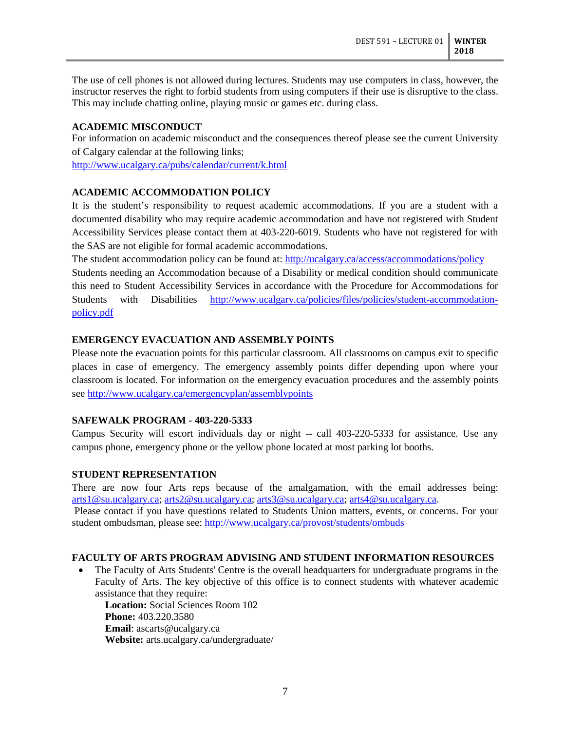The use of cell phones is not allowed during lectures. Students may use computers in class, however, the instructor reserves the right to forbid students from using computers if their use is disruptive to the class. This may include chatting online, playing music or games etc. during class.

**ACADEMIC MISCONDUCT**

For information on academic misconduct and the consequences thereof please see the current University of Calgary calendar at the following links;
http://www.ucalgary.ca/pubs/calendar/current/k.html

**ACADEMIC ACCOMMODATION POLICY**

It is the student's responsibility to request academic accommodations. If you are a student with a documented disability who may require academic accommodation and have not registered with Student Accessibility Services please contact them at 403-220-6019. Students who have not registered for with the SAS are not eligible for formal academic accommodations.
The student accommodation policy can be found at: http://ucalgary.ca/access/accommodations/policy
Students needing an Accommodation because of a Disability or medical condition should communicate this need to Student Accessibility Services in accordance with the Procedure for Accommodations for Students with Disabilities http://www.ucalgary.ca/policies/files/policies/student-accommodation-policy.pdf

**EMERGENCY EVACUATION AND ASSEMBLY POINTS**

Please note the evacuation points for this particular classroom. All classrooms on campus exit to specific places in case of emergency. The emergency assembly points differ depending upon where your classroom is located. For information on the emergency evacuation procedures and the assembly points see http://www.ucalgary.ca/emergencyplan/assemblypoints

**SAFEWALK PROGRAM - 403-220-5333**

Campus Security will escort individuals day or night -- call 403-220-5333 for assistance. Use any campus phone, emergency phone or the yellow phone located at most parking lot booths.

**STUDENT REPRESENTATION**

There are now four Arts reps because of the amalgamation, with the email addresses being: arts1@su.ucalgary.ca; arts2@su.ucalgary.ca; arts3@su.ucalgary.ca; arts4@su.ucalgary.ca.
Please contact if you have questions related to Students Union matters, events, or concerns. For your student ombudsman, please see: http://www.ucalgary.ca/provost/students/ombuds

**FACULTY OF ARTS PROGRAM ADVISING AND STUDENT INFORMATION RESOURCES**

- The Faculty of Arts Students' Centre is the overall headquarters for undergraduate programs in the Faculty of Arts. The key objective of this office is to connect students with whatever academic assistance that they require:
  **Location:** Social Sciences Room 102
  **Phone:** 403.220.3580
  **Email**: ascarts@ucalgary.ca
  **Website:** arts.ucalgary.ca/undergraduate/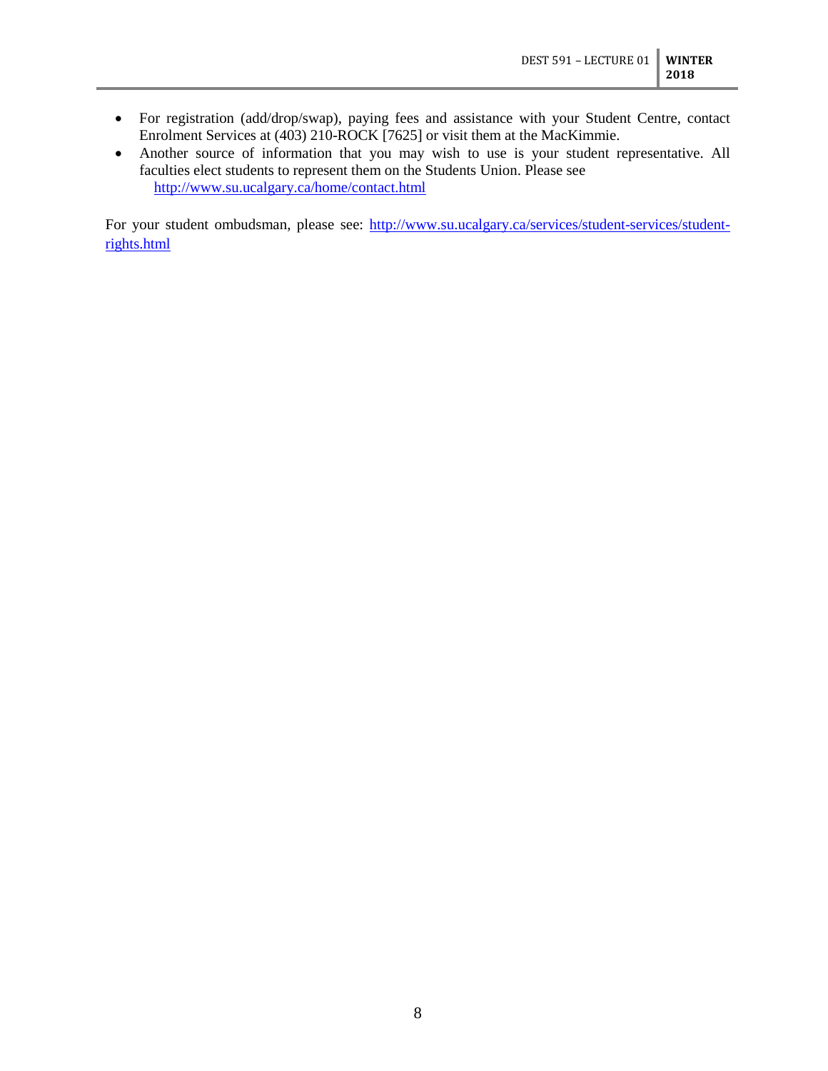- For registration (add/drop/swap), paying fees and assistance with your Student Centre, contact Enrolment Services at (403) 210-ROCK [7625] or visit them at the MacKimmie.
- Another source of information that you may wish to use is your student representative. All faculties elect students to represent them on the Students Union. Please see http://www.su.ucalgary.ca/home/contact.html

For your student ombudsman, please see: http://www.su.ucalgary.ca/services/student-services/student-rights.html